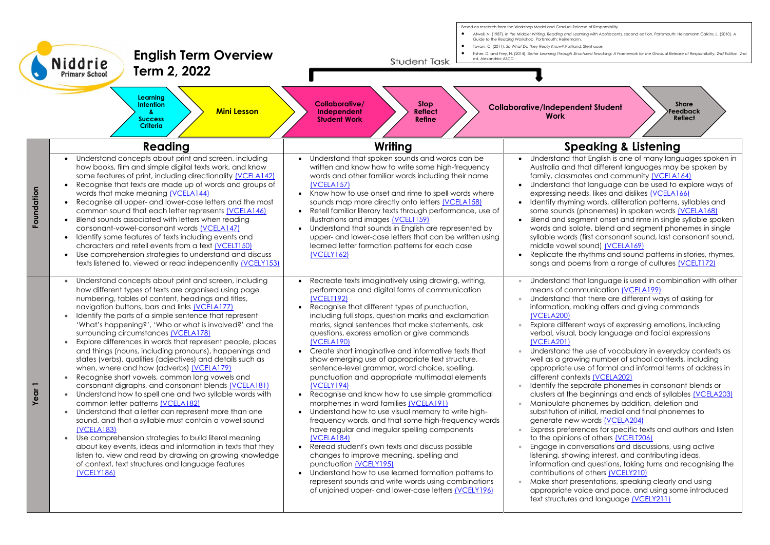Niddrie Primary School

# English Term Overview
## Term 2, 2022

Based on research from the Workshop Model and Gradual Release of Responsibility

- Atwell, N. (1987). *In the Middle: Writing, Reading and Learning with Adolescents*, second edition. Portsmouth: Heinemann.Calkins, L. (2010). *A Guide to the Reading Workshop*. Portsmouth: Heinemann.
- Tovani, C. (2011). *So What Do They Really Know?*.Portland: Stenhouse.
- Fisher, D. and Frey, N. (2014). *Better Learning Through Structured Teaching: A Framework for the Gradual Release of Responsibility, 2nd Edition*. 2nd ed. Alexandria: ASCD.

Student Task

**Learning Intention & Success Criteria** → **Mini Lesson** → **Collaborative/ Independent Student Work** → **Stop Reflect Refine** → **Collaborative/Independent Student Work** → **Share Feedback Reflect**

| | Reading | Writing | Speaking & Listening |
|---|---|---|---|
| **Foundation** | • Understand concepts about print and screen, including how books, film and simple digital texts work, and know some features of print, including directionality (VCELA142)<br>• Recognise that texts are made up of words and groups of words that make meaning (VCELA144)<br>• Recognise all upper- and lower-case letters and the most common sound that each letter represents (VCELA146)<br>• Blend sounds associated with letters when reading consonant-vowel-consonant words (VCELA147)<br>• Identify some features of texts including events and characters and retell events from a text (VCELT150)<br>• Use comprehension strategies to understand and discuss texts listened to, viewed or read independently (VCELY153) | • Understand that spoken sounds and words can be written and know how to write some high-frequency words and other familiar words including their name (VCELA157)<br>• Know how to use onset and rime to spell words where sounds map more directly onto letters (VCELA158)<br>• Retell familiar literary texts through performance, use of illustrations and images (VCELT159)<br>• Understand that sounds in English are represented by upper- and lower-case letters that can be written using learned letter formation patterns for each case (VCELY162) | • Understand that English is one of many languages spoken in Australia and that different languages may be spoken by family, classmates and community (VCELA164)<br>• Understand that language can be used to explore ways of expressing needs, likes and dislikes (VCELA166)<br>• Identify rhyming words, alliteration patterns, syllables and some sounds (phonemes) in spoken words (VCELA168)<br>• Blend and segment onset and rime in single syllable spoken words and isolate, blend and segment phonemes in single syllable words (first consonant sound, last consonant sound, middle vowel sound) (VCELA169)<br>• Replicate the rhythms and sound patterns in stories, rhymes, songs and poems from a range of cultures (VCELT172) |
| **Year 1** | • Understand concepts about print and screen, including how different types of texts are organised using page numbering, tables of content, headings and titles, navigation buttons, bars and links (VCELA177)<br>• Identify the parts of a simple sentence that represent 'What's happening?', 'Who or what is involved?' and the surrounding circumstances (VCELA178)<br>• Explore differences in words that represent people, places and things (nouns, including pronouns), happenings and states (verbs), qualities (adjectives) and details such as when, where and how (adverbs) (VCELA179)<br>• Recognise short vowels, common long vowels and consonant digraphs, and consonant blends (VCELA181)<br>• Understand how to spell one and two syllable words with common letter patterns (VCELA182)<br>• Understand that a letter can represent more than one sound, and that a syllable must contain a vowel sound (VCELA183)<br>• Use comprehension strategies to build literal meaning about key events, ideas and information in texts that they listen to, view and read by drawing on growing knowledge of context, text structures and language features (VCELY186) | • Recreate texts imaginatively using drawing, writing, performance and digital forms of communication (VCELT192)<br>• Recognise that different types of punctuation, including full stops, question marks and exclamation marks, signal sentences that make statements, ask questions, express emotion or give commands (VCELA190)<br>• Create short imaginative and informative texts that show emerging use of appropriate text structure, sentence-level grammar, word choice, spelling, punctuation and appropriate multimodal elements (VCELY194)<br>• Recognise and know how to use simple grammatical morphemes in word families (VCELA191)<br>• Understand how to use visual memory to write high-frequency words, and that some high-frequency words have regular and irregular spelling components (VCELA184)<br>• Reread student's own texts and discuss possible changes to improve meaning, spelling and punctuation (VCELY195)<br>• Understand how to use learned formation patterns to represent sounds and write words using combinations of unjoined upper- and lower-case letters (VCELY196) | • Understand that language is used in combination with other means of communication (VCELA199)<br>• Understand that there are different ways of asking for information, making offers and giving commands (VCELA200)<br>• Explore different ways of expressing emotions, including verbal, visual, body language and facial expressions (VCELA201)<br>• Understand the use of vocabulary in everyday contexts as well as a growing number of school contexts, including appropriate use of formal and informal terms of address in different contexts (VCELA202)<br>• Identify the separate phonemes in consonant blends or clusters at the beginnings and ends of syllables (VCELA203)<br>• Manipulate phonemes by addition, deletion and substitution of initial, medial and final phonemes to generate new words (VCELA204)<br>• Express preferences for specific texts and authors and listen to the opinions of others (VCELT206)<br>• Engage in conversations and discussions, using active listening, showing interest, and contributing ideas, information and questions, taking turns and recognising the contributions of others (VCELY210)<br>• Make short presentations, speaking clearly and using appropriate voice and pace, and using some introduced text structures and language (VCELY211) |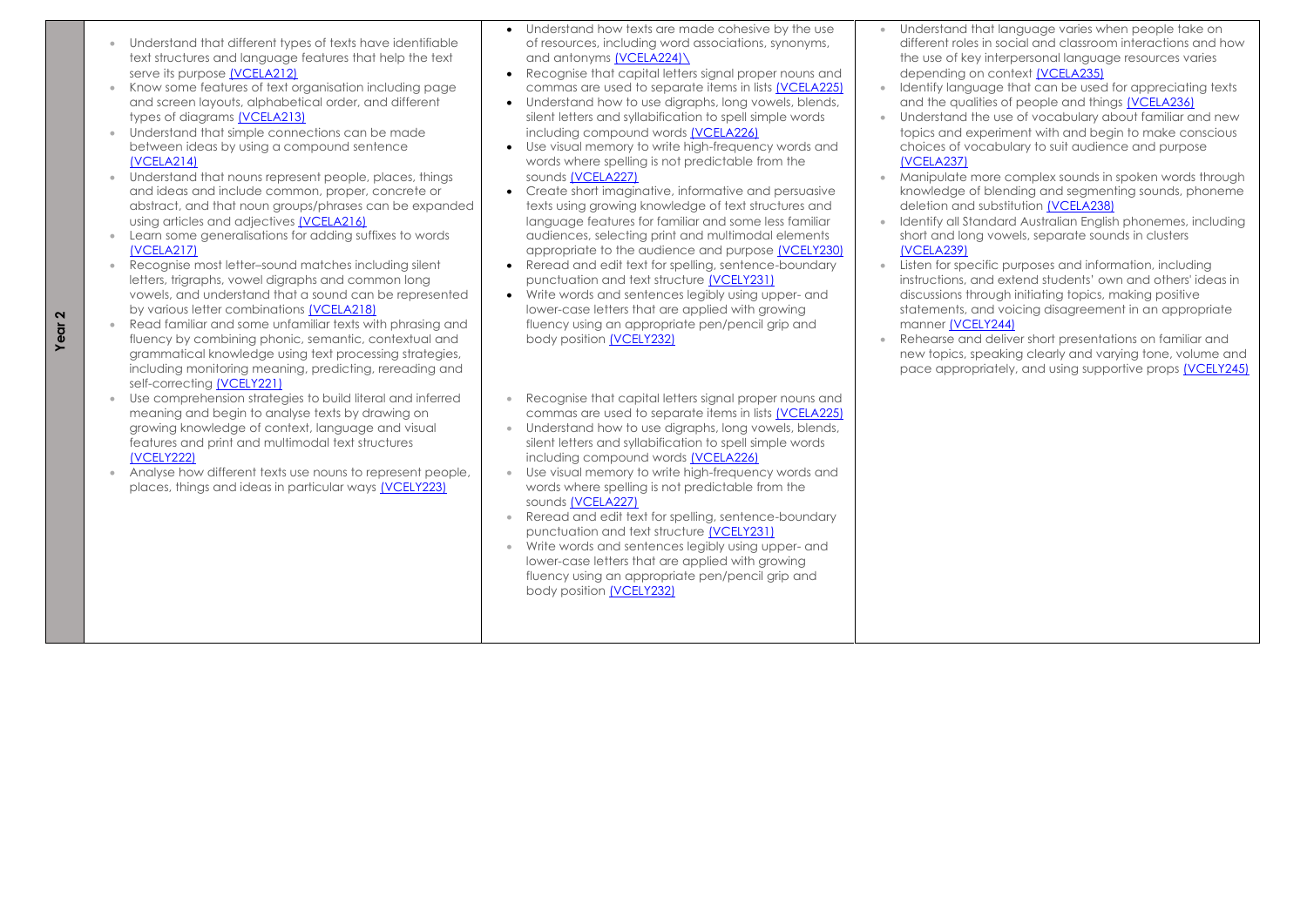| | | | |
|---|---|---|---|
| **Year 2** | • Understand that different types of texts have identifiable text structures and language features that help the text serve its purpose (VCELA212)<br>• Know some features of text organisation including page and screen layouts, alphabetical order, and different types of diagrams (VCELA213)<br>• Understand that simple connections can be made between ideas by using a compound sentence (VCELA214)<br>• Understand that nouns represent people, places, things and ideas and include common, proper, concrete or abstract, and that noun groups/phrases can be expanded using articles and adjectives (VCELA216)<br>• Learn some generalisations for adding suffixes to words (VCELA217)<br>• Recognise most letter–sound matches including silent letters, trigraphs, vowel digraphs and common long vowels, and understand that a sound can be represented by various letter combinations (VCELA218)<br>• Read familiar and some unfamiliar texts with phrasing and fluency by combining phonic, semantic, contextual and grammatical knowledge using text processing strategies, including monitoring meaning, predicting, rereading and self-correcting (VCELY221)<br>• Use comprehension strategies to build literal and inferred meaning and begin to analyse texts by drawing on growing knowledge of context, language and visual features and print and multimodal text structures (VCELY222)<br>• Analyse how different texts use nouns to represent people, places, things and ideas in particular ways (VCELY223) | • Understand how texts are made cohesive by the use of resources, including word associations, synonyms, and antonyms (VCELA224)\<br>• Recognise that capital letters signal proper nouns and commas are used to separate items in lists (VCELA225)<br>• Understand how to use digraphs, long vowels, blends, silent letters and syllabification to spell simple words including compound words (VCELA226)<br>• Use visual memory to write high-frequency words and words where spelling is not predictable from the sounds (VCELA227)<br>• Create short imaginative, informative and persuasive texts using growing knowledge of text structures and language features for familiar and some less familiar audiences, selecting print and multimodal elements appropriate to the audience and purpose (VCELY230)<br>• Reread and edit text for spelling, sentence-boundary punctuation and text structure (VCELY231)<br>• Write words and sentences legibly using upper- and lower-case letters that are applied with growing fluency using an appropriate pen/pencil grip and body position (VCELY232)<br><br>• Recognise that capital letters signal proper nouns and commas are used to separate items in lists (VCELA225)<br>• Understand how to use digraphs, long vowels, blends, silent letters and syllabification to spell simple words including compound words (VCELA226)<br>• Use visual memory to write high-frequency words and words where spelling is not predictable from the sounds (VCELA227)<br>• Reread and edit text for spelling, sentence-boundary punctuation and text structure (VCELY231)<br>• Write words and sentences legibly using upper- and lower-case letters that are applied with growing fluency using an appropriate pen/pencil grip and body position (VCELY232) | • Understand that language varies when people take on different roles in social and classroom interactions and how the use of key interpersonal language resources varies depending on context (VCELA235)<br>• Identify language that can be used for appreciating texts and the qualities of people and things (VCELA236)<br>• Understand the use of vocabulary about familiar and new topics and experiment with and begin to make conscious choices of vocabulary to suit audience and purpose (VCELA237)<br>• Manipulate more complex sounds in spoken words through knowledge of blending and segmenting sounds, phoneme deletion and substitution (VCELA238)<br>• Identify all Standard Australian English phonemes, including short and long vowels, separate sounds in clusters (VCELA239)<br>• Listen for specific purposes and information, including instructions, and extend students' own and others' ideas in discussions through initiating topics, making positive statements, and voicing disagreement in an appropriate manner (VCELY244)<br>• Rehearse and deliver short presentations on familiar and new topics, speaking clearly and varying tone, volume and pace appropriately, and using supportive props (VCELY245) |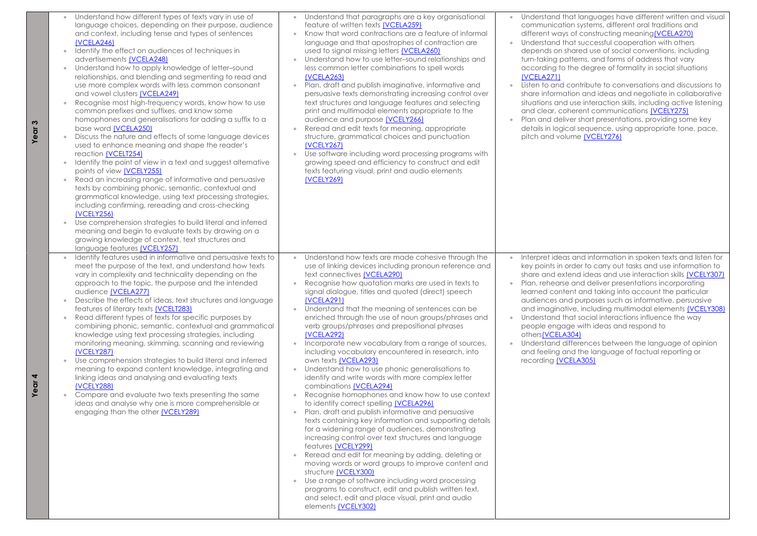| | | | |
|---|---|---|---|
| **Year 3** | • Understand how different types of texts vary in use of language choices, depending on their purpose, audience and context, including tense and types of sentences (VCELA246)<br>• Identify the effect on audiences of techniques in advertisements (VCELA248)<br>• Understand how to apply knowledge of letter–sound relationships, and blending and segmenting to read and use more complex words with less common consonant and vowel clusters (VCELA249)<br>• Recognise most high-frequency words, know how to use common prefixes and suffixes, and know some homophones and generalisations for adding a suffix to a base word (VCELA250)<br>• Discuss the nature and effects of some language devices used to enhance meaning and shape the reader's reaction (VCELT254)<br>• Identify the point of view in a text and suggest alternative points of view (VCELY255)<br>• Read an increasing range of informative and persuasive texts by combining phonic, semantic, contextual and grammatical knowledge, using text processing strategies, including confirming, rereading and cross-checking (VCELY256)<br>• Use comprehension strategies to build literal and inferred meaning and begin to evaluate texts by drawing on a growing knowledge of context, text structures and language features (VCELY257) | • Understand that paragraphs are a key organisational feature of written texts (VCELA259)<br>• Know that word contractions are a feature of informal language and that apostrophes of contraction are used to signal missing letters (VCELA260)<br>• Understand how to use letter–sound relationships and less common letter combinations to spell words (VCELA263)<br>• Plan, draft and publish imaginative, informative and persuasive texts demonstrating increasing control over text structures and language features and selecting print and multimodal elements appropriate to the audience and purpose (VCELY266)<br>• Reread and edit texts for meaning, appropriate structure, grammatical choices and punctuation (VCELY267)<br>• Use software including word processing programs with growing speed and efficiency to construct and edit texts featuring visual, print and audio elements (VCELY269) | • Understand that languages have different written and visual communication systems, different oral traditions and different ways of constructing meaning(VCELA270)<br>• Understand that successful cooperation with others depends on shared use of social conventions, including turn-taking patterns, and forms of address that vary according to the degree of formality in social situations (VCELA271)<br>• Listen to and contribute to conversations and discussions to share information and ideas and negotiate in collaborative situations and use interaction skills, including active listening and clear, coherent communications (VCELY275)<br>• Plan and deliver short presentations, providing some key details in logical sequence, using appropriate tone, pace, pitch and volume (VCELY276) |
| **Year 4** | • Identify features used in informative and persuasive texts to meet the purpose of the text, and understand how texts vary in complexity and technicality depending on the approach to the topic, the purpose and the intended audience (VCELA277)<br>• Describe the effects of ideas, text structures and language features of literary texts (VCELT283)<br>• Read different types of texts for specific purposes by combining phonic, semantic, contextual and grammatical knowledge using text processing strategies, including monitoring meaning, skimming, scanning and reviewing (VCELY287)<br>• Use comprehension strategies to build literal and inferred meaning to expand content knowledge, integrating and linking ideas and analysing and evaluating texts (VCELY288)<br>• Compare and evaluate two texts presenting the same ideas and analyse why one is more comprehensible or engaging than the other (VCELY289) | • Understand how texts are made cohesive through the use of linking devices including pronoun reference and text connectives (VCELA290)<br>• Recognise how quotation marks are used in texts to signal dialogue, titles and quoted (direct) speech (VCELA291)<br>• Understand that the meaning of sentences can be enriched through the use of noun groups/phrases and verb groups/phrases and prepositional phrases (VCELA292)<br>• Incorporate new vocabulary from a range of sources, including vocabulary encountered in research, into own texts (VCELA293)<br>• Understand how to use phonic generalisations to identify and write words with more complex letter combinations (VCELA294)<br>• Recognise homophones and know how to use context to identify correct spelling (VCELA296)<br>• Plan, draft and publish informative and persuasive texts containing key information and supporting details for a widening range of audiences, demonstrating increasing control over text structures and language features (VCELY299)<br>• Reread and edit for meaning by adding, deleting or moving words or word groups to improve content and structure (VCELY300)<br>• Use a range of software including word processing programs to construct, edit and publish written text, and select, edit and place visual, print and audio elements (VCELY302) | • Interpret ideas and information in spoken texts and listen for key points in order to carry out tasks and use information to share and extend ideas and use interaction skills (VCELY307)<br>• Plan, rehearse and deliver presentations incorporating learned content and taking into account the particular audiences and purposes such as informative, persuasive and imaginative, including multimodal elements (VCELY308)<br>• Understand that social interactions influence the way people engage with ideas and respond to others(VCELA304)<br>• Understand differences between the language of opinion and feeling and the language of factual reporting or recording (VCELA305) |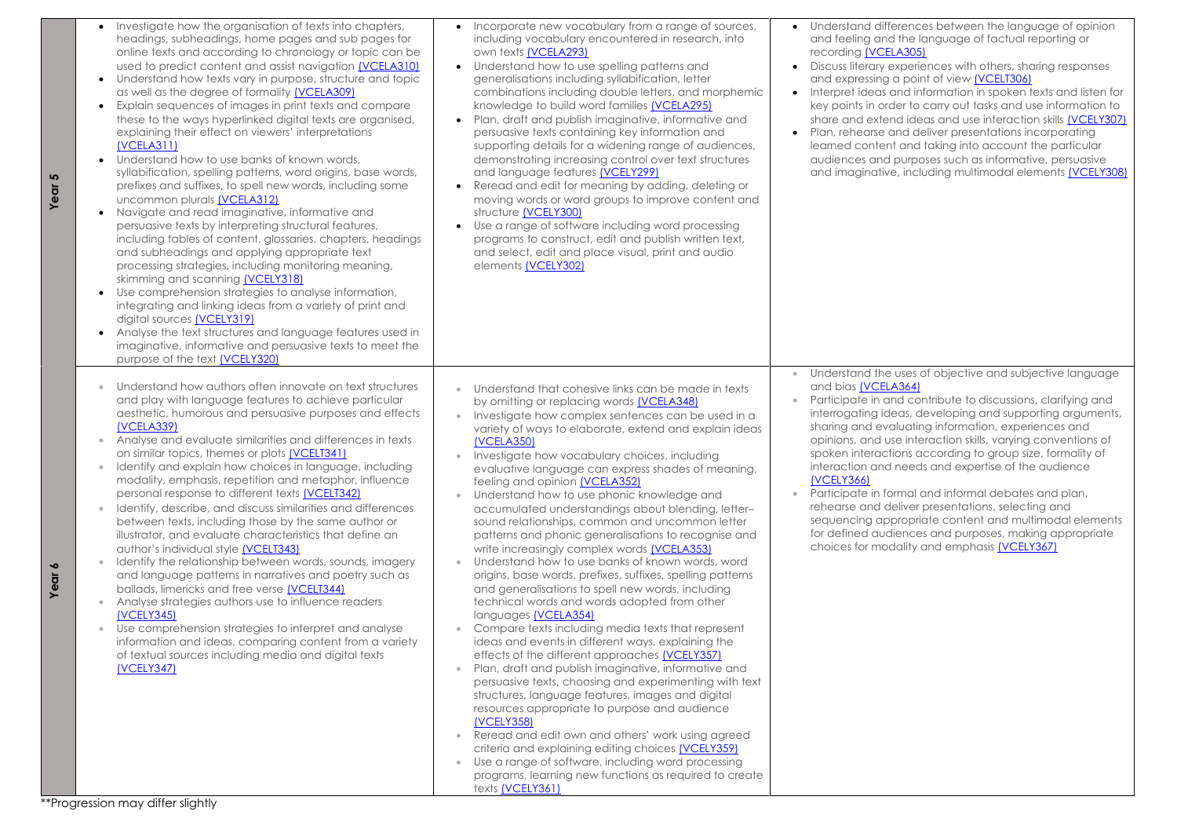| | | | |
|---|---|---|---|
| **Year 5** | • Investigate how the organisation of texts into chapters, headings, subheadings, home pages and sub pages for online texts and according to chronology or topic can be used to predict content and assist navigation (VCELA310)<br>• Understand how texts vary in purpose, structure and topic as well as the degree of formality (VCELA309)<br>• Explain sequences of images in print texts and compare these to the ways hyperlinked digital texts are organised, explaining their effect on viewers' interpretations (VCELA311)<br>• Understand how to use banks of known words, syllabification, spelling patterns, word origins, base words, prefixes and suffixes, to spell new words, including some uncommon plurals (VCELA312)<br>• Navigate and read imaginative, informative and persuasive texts by interpreting structural features, including tables of content, glossaries, chapters, headings and subheadings and applying appropriate text processing strategies, including monitoring meaning, skimming and scanning (VCELY318)<br>• Use comprehension strategies to analyse information, integrating and linking ideas from a variety of print and digital sources (VCELY319)<br>• Analyse the text structures and language features used in imaginative, informative and persuasive texts to meet the purpose of the text (VCELY320) | • Incorporate new vocabulary from a range of sources, including vocabulary encountered in research, into own texts (VCELA293)<br>• Understand how to use spelling patterns and generalisations including syllabification, letter combinations including double letters, and morphemic knowledge to build word families (VCELA295)<br>• Plan, draft and publish imaginative, informative and persuasive texts containing key information and supporting details for a widening range of audiences, demonstrating increasing control over text structures and language features (VCELY299)<br>• Reread and edit for meaning by adding, deleting or moving words or word groups to improve content and structure (VCELY300)<br>• Use a range of software including word processing programs to construct, edit and publish written text, and select, edit and place visual, print and audio elements (VCELY302) | • Understand differences between the language of opinion and feeling and the language of factual reporting or recording (VCELA305)<br>• Discuss literary experiences with others, sharing responses and expressing a point of view (VCELT306)<br>• Interpret ideas and information in spoken texts and listen for key points in order to carry out tasks and use information to share and extend ideas and use interaction skills (VCELY307)<br>• Plan, rehearse and deliver presentations incorporating learned content and taking into account the particular audiences and purposes such as informative, persuasive and imaginative, including multimodal elements (VCELY308) |
| **Year 6** | • Understand how authors often innovate on text structures and play with language features to achieve particular aesthetic, humorous and persuasive purposes and effects (VCELA339)<br>• Analyse and evaluate similarities and differences in texts on similar topics, themes or plots (VCELT341)<br>• Identify and explain how choices in language, including modality, emphasis, repetition and metaphor, influence personal response to different texts (VCELT342)<br>• Identify, describe, and discuss similarities and differences between texts, including those by the same author or illustrator, and evaluate characteristics that define an author's individual style (VCELT343)<br>• Identify the relationship between words, sounds, imagery and language patterns in narratives and poetry such as ballads, limericks and free verse (VCELT344)<br>• Analyse strategies authors use to influence readers (VCELY345)<br>• Use comprehension strategies to interpret and analyse information and ideas, comparing content from a variety of textual sources including media and digital texts (VCELY347) | • Understand that cohesive links can be made in texts by omitting or replacing words (VCELA348)<br>• Investigate how complex sentences can be used in a variety of ways to elaborate, extend and explain ideas (VCELA350)<br>• Investigate how vocabulary choices, including evaluative language can express shades of meaning, feeling and opinion (VCELA352)<br>• Understand how to use phonic knowledge and accumulated understandings about blending, letter–sound relationships, common and uncommon letter patterns and phonic generalisations to recognise and write increasingly complex words (VCELA353)<br>• Understand how to use banks of known words, word origins, base words, prefixes, suffixes, spelling patterns and generalisations to spell new words, including technical words and words adopted from other languages (VCELA354)<br>• Compare texts including media texts that represent ideas and events in different ways, explaining the effects of the different approaches (VCELY357)<br>• Plan, draft and publish imaginative, informative and persuasive texts, choosing and experimenting with text structures, language features, images and digital resources appropriate to purpose and audience (VCELY358)<br>• Reread and edit own and others' work using agreed criteria and explaining editing choices (VCELY359)<br>• Use a range of software, including word processing programs, learning new functions as required to create texts (VCELY361) | • Understand the uses of objective and subjective language and bias (VCELA364)<br>• Participate in and contribute to discussions, clarifying and interrogating ideas, developing and supporting arguments, sharing and evaluating information, experiences and opinions, and use interaction skills, varying conventions of spoken interactions according to group size, formality of interaction and needs and expertise of the audience (VCELY366)<br>• Participate in formal and informal debates and plan, rehearse and deliver presentations, selecting and sequencing appropriate content and multimodal elements for defined audiences and purposes, making appropriate choices for modality and emphasis (VCELY367) |

**Progression may differ slightly